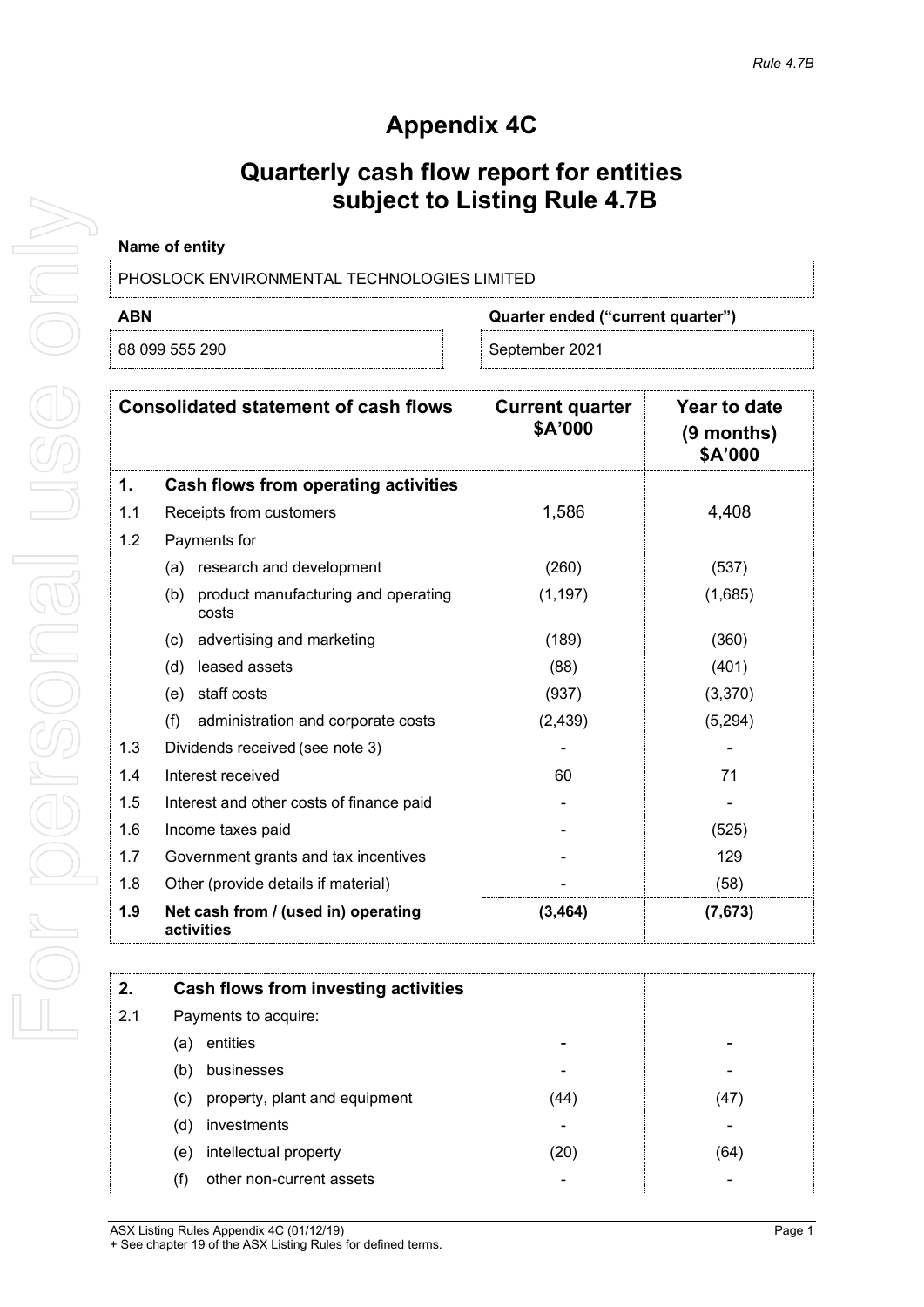# Appendix 4C

## Quarterly cash flow report for entities subject to Listing Rule 4.7B

**Name of entity**

PHOSLOCK ENVIRONMENTAL TECHNOLOGIES LIMITED

| ABN | Quarter ended ("current quarter") |
|---|---|
| 88 099 555 290 | September 2021 |

| Consolidated statement of cash flows | | Current quarter $A'000 | Year to date (9 months) $A'000 |
|---|---|---|---|
| **1.** | **Cash flows from operating activities** | | |
| 1.1 | Receipts from customers | 1,586 | 4,408 |
| 1.2 | Payments for | | |
| | (a) research and development | (260) | (537) |
| | (b) product manufacturing and operating costs | (1,197) | (1,685) |
| | (c) advertising and marketing | (189) | (360) |
| | (d) leased assets | (88) | (401) |
| | (e) staff costs | (937) | (3,370) |
| | (f) administration and corporate costs | (2,439) | (5,294) |
| 1.3 | Dividends received (see note 3) | - | - |
| 1.4 | Interest received | 60 | 71 |
| 1.5 | Interest and other costs of finance paid | - | - |
| 1.6 | Income taxes paid | - | (525) |
| 1.7 | Government grants and tax incentives | - | 129 |
| 1.8 | Other (provide details if material) | - | (58) |
| **1.9** | **Net cash from / (used in) operating activities** | **(3,464)** | **(7,673)** |

| | | | |
|---|---|---|---|
| **2.** | **Cash flows from investing activities** | | |
| 2.1 | Payments to acquire: | | |
| | (a) entities | - | - |
| | (b) businesses | - | - |
| | (c) property, plant and equipment | (44) | (47) |
| | (d) investments | - | - |
| | (e) intellectual property | (20) | (64) |
| | (f) other non-current assets | - | - |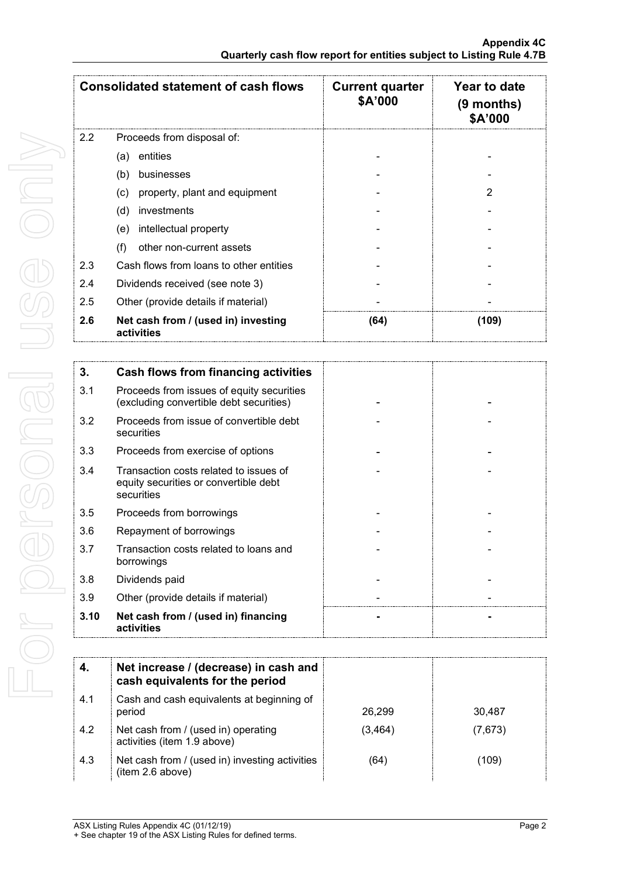| Consolidated statement of cash flows | | Current quarter $A'000 | Year to date (9 months) $A'000 |
|---|---|---|---|
| 2.2 | Proceeds from disposal of: | | |
| | (a) entities | - | - |
| | (b) businesses | - | - |
| | (c) property, plant and equipment | - | 2 |
| | (d) investments | - | - |
| | (e) intellectual property | - | - |
| | (f) other non-current assets | - | - |
| 2.3 | Cash flows from loans to other entities | - | - |
| 2.4 | Dividends received (see note 3) | - | - |
| 2.5 | Other (provide details if material) | - | - |
| **2.6** | **Net cash from / (used in) investing activities** | **(64)** | **(109)** |

| **3.** | **Cash flows from financing activities** | | |
|---|---|---|---|
| 3.1 | Proceeds from issues of equity securities (excluding convertible debt securities) | - | - |
| 3.2 | Proceeds from issue of convertible debt securities | - | - |
| 3.3 | Proceeds from exercise of options | - | - |
| 3.4 | Transaction costs related to issues of equity securities or convertible debt securities | - | - |
| 3.5 | Proceeds from borrowings | - | - |
| 3.6 | Repayment of borrowings | - | - |
| 3.7 | Transaction costs related to loans and borrowings | - | - |
| 3.8 | Dividends paid | - | - |
| 3.9 | Other (provide details if material) | - | - |
| **3.10** | **Net cash from / (used in) financing activities** | **-** | **-** |

| **4.** | **Net increase / (decrease) in cash and cash equivalents for the period** | | |
|---|---|---|---|
| 4.1 | Cash and cash equivalents at beginning of period | 26,299 | 30,487 |
| 4.2 | Net cash from / (used in) operating activities (item 1.9 above) | (3,464) | (7,673) |
| 4.3 | Net cash from / (used in) investing activities (item 2.6 above) | (64) | (109) |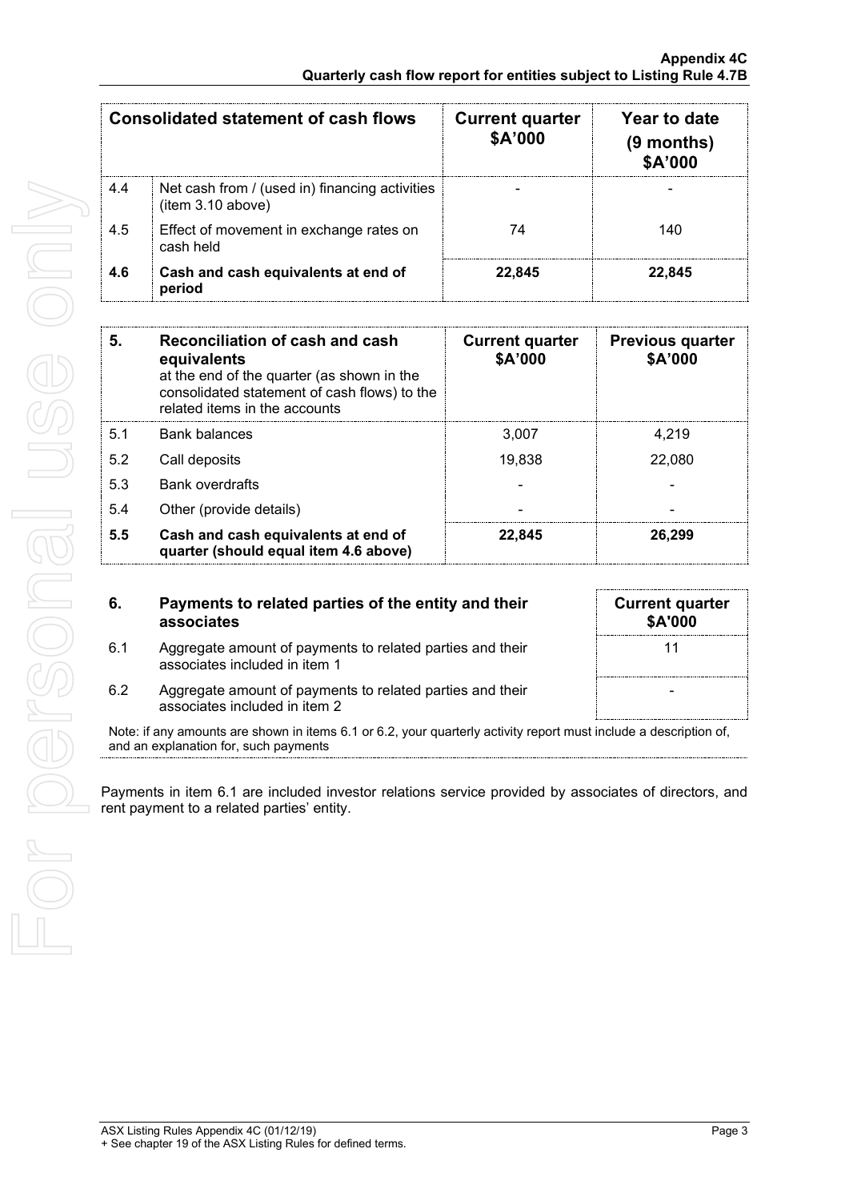| | Consolidated statement of cash flows | Current quarter $A'000 | Year to date (9 months) $A'000 |
|---|---|---|---|
| 4.4 | Net cash from / (used in) financing activities (item 3.10 above) | - | - |
| 4.5 | Effect of movement in exchange rates on cash held | 74 | 140 |
| **4.6** | **Cash and cash equivalents at end of period** | **22,845** | **22,845** |

| **5.** | **Reconciliation of cash and cash equivalents** at the end of the quarter (as shown in the consolidated statement of cash flows) to the related items in the accounts | **Current quarter $A'000** | **Previous quarter $A'000** |
|---|---|---|---|
| 5.1 | Bank balances | 3,007 | 4,219 |
| 5.2 | Call deposits | 19,838 | 22,080 |
| 5.3 | Bank overdrafts | - | - |
| 5.4 | Other (provide details) | - | - |
| **5.5** | **Cash and cash equivalents at end of quarter (should equal item 4.6 above)** | **22,845** | **26,299** |

| **6.** | **Payments to related parties of the entity and their associates** | **Current quarter $A'000** |
|---|---|---|
| 6.1 | Aggregate amount of payments to related parties and their associates included in item 1 | 11 |
| 6.2 | Aggregate amount of payments to related parties and their associates included in item 2 | - |

Note: if any amounts are shown in items 6.1 or 6.2, your quarterly activity report must include a description of, and an explanation for, such payments

Payments in item 6.1 are included investor relations service provided by associates of directors, and rent payment to a related parties' entity.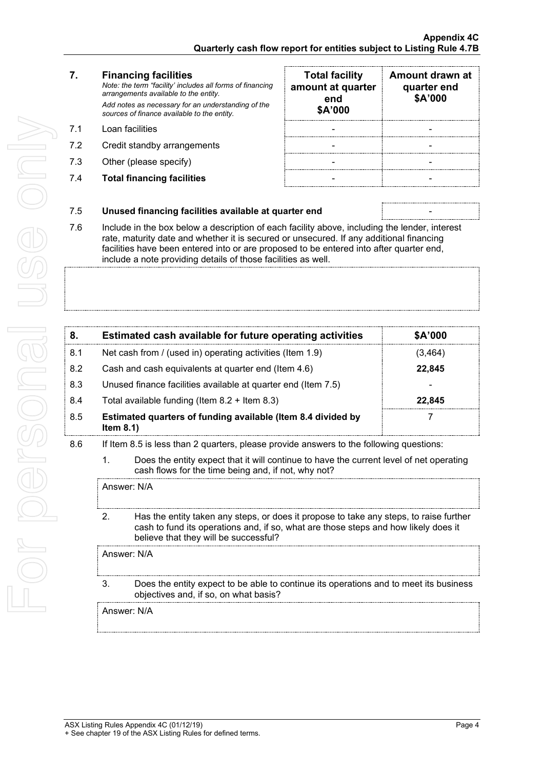| 7. | **Financing facilities** *Note: the term "facility' includes all forms of financing arrangements available to the entity.* *Add notes as necessary for an understanding of the sources of finance available to the entity.* | **Total facility amount at quarter end $A'000** | **Amount drawn at quarter end $A'000** |
|---|---|---|---|
| 7.1 | Loan facilities | - | - |
| 7.2 | Credit standby arrangements | - | - |
| 7.3 | Other (please specify) | - | - |
| 7.4 | **Total financing facilities** | - | - |

| 7.5 | **Unused financing facilities available at quarter end** | - |
|---|---|---|

7.6 Include in the box below a description of each facility above, including the lender, interest rate, maturity date and whether it is secured or unsecured. If any additional financing facilities have been entered into or are proposed to be entered into after quarter end, include a note providing details of those facilities as well.

| 8. | **Estimated cash available for future operating activities** | **$A'000** |
|---|---|---|
| 8.1 | Net cash from / (used in) operating activities (Item 1.9) | (3,464) |
| 8.2 | Cash and cash equivalents at quarter end (Item 4.6) | **22,845** |
| 8.3 | Unused finance facilities available at quarter end (Item 7.5) | - |
| 8.4 | Total available funding (Item 8.2 + Item 8.3) | **22,845** |
| 8.5 | **Estimated quarters of funding available (Item 8.4 divided by Item 8.1)** | 7 |

8.6 If Item 8.5 is less than 2 quarters, please provide answers to the following questions:

1. Does the entity expect that it will continue to have the current level of net operating cash flows for the time being and, if not, why not?

   Answer: N/A

2. Has the entity taken any steps, or does it propose to take any steps, to raise further cash to fund its operations and, if so, what are those steps and how likely does it believe that they will be successful?

   Answer: N/A

3. Does the entity expect to be able to continue its operations and to meet its business objectives and, if so, on what basis?

   Answer: N/A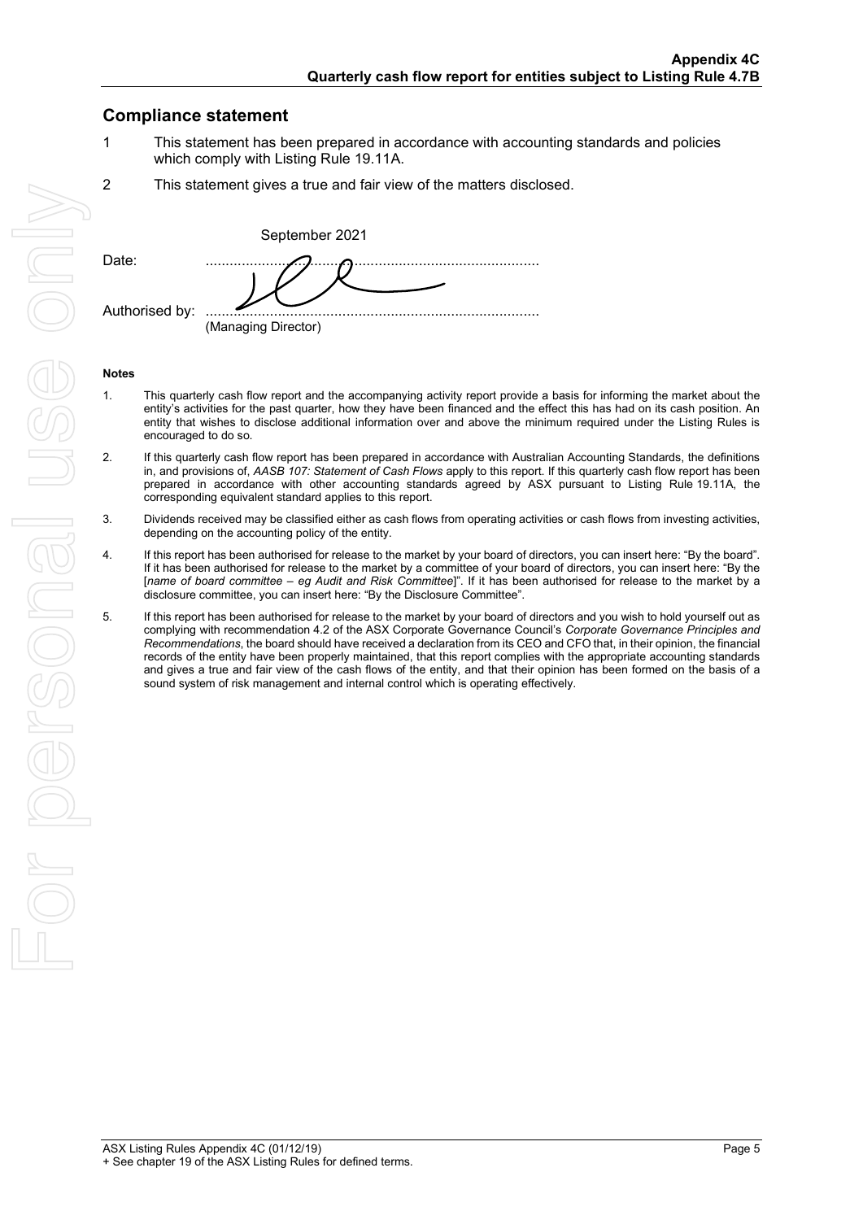## Compliance statement

1 This statement has been prepared in accordance with accounting standards and policies which comply with Listing Rule 19.11A.

2 This statement gives a true and fair view of the matters disclosed.

Date: September 2021

Authorised by: (Managing Director)

**Notes**

1. This quarterly cash flow report and the accompanying activity report provide a basis for informing the market about the entity's activities for the past quarter, how they have been financed and the effect this has had on its cash position. An entity that wishes to disclose additional information over and above the minimum required under the Listing Rules is encouraged to do so.
2. If this quarterly cash flow report has been prepared in accordance with Australian Accounting Standards, the definitions in, and provisions of, *AASB 107: Statement of Cash Flows* apply to this report. If this quarterly cash flow report has been prepared in accordance with other accounting standards agreed by ASX pursuant to Listing Rule 19.11A, the corresponding equivalent standard applies to this report.
3. Dividends received may be classified either as cash flows from operating activities or cash flows from investing activities, depending on the accounting policy of the entity.
4. If this report has been authorised for release to the market by your board of directors, you can insert here: "By the board". If it has been authorised for release to the market by a committee of your board of directors, you can insert here: "By the [*name of board committee – eg Audit and Risk Committee*]". If it has been authorised for release to the market by a disclosure committee, you can insert here: "By the Disclosure Committee".
5. If this report has been authorised for release to the market by your board of directors and you wish to hold yourself out as complying with recommendation 4.2 of the ASX Corporate Governance Council's *Corporate Governance Principles and Recommendations*, the board should have received a declaration from its CEO and CFO that, in their opinion, the financial records of the entity have been properly maintained, that this report complies with the appropriate accounting standards and gives a true and fair view of the cash flows of the entity, and that their opinion has been formed on the basis of a sound system of risk management and internal control which is operating effectively.